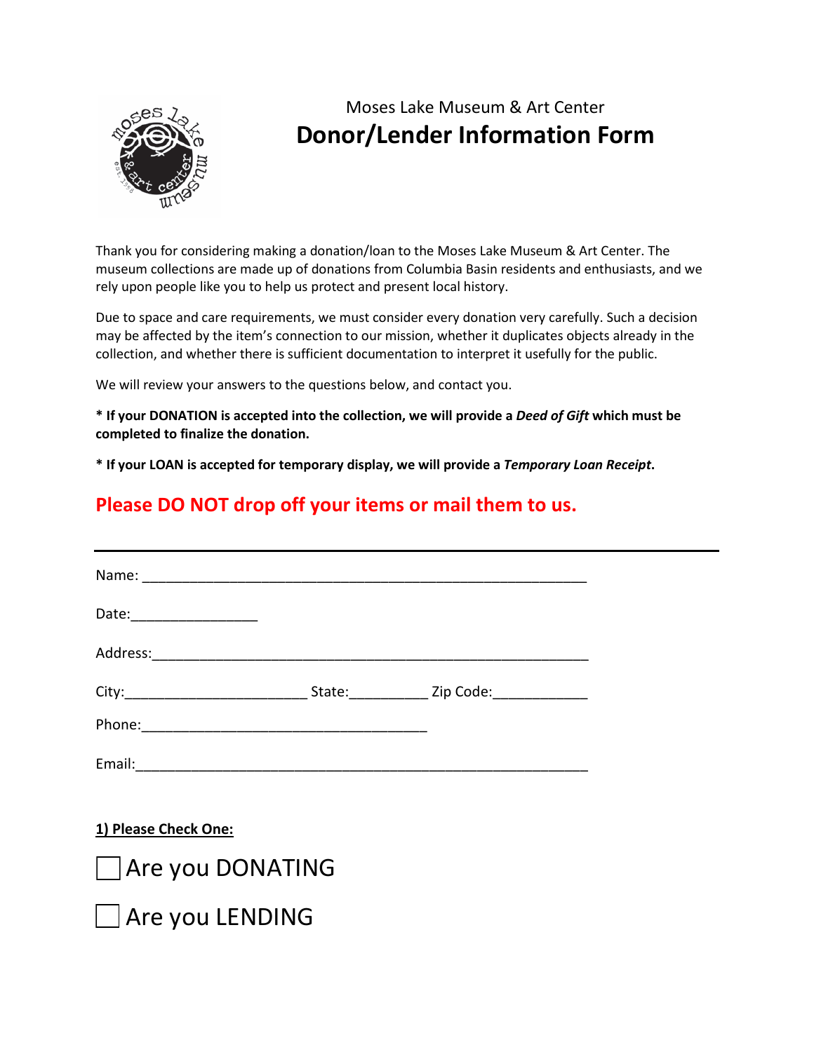Moses Lake Museum & Art Center

# Donor/Lender Information Form

Thank you for considering making a donation/loan to the Moses Lake Museum & Art Center. The museum collections are made up of donations from Columbia Basin residents and enthusiasts, and we rely upon people like you to help us protect and present local history.

Due to space and care requirements, we must consider every donation very carefully. Such a decision may be affected by the item's connection to our mission, whether it duplicates objects already in the collection, and whether there is sufficient documentation to interpret it usefully for the public.

We will review your answers to the questions below, and contact you.

**\* If your DONATION is accepted into the collection, we will provide a *Deed of Gift* which must be completed to finalize the donation.**

**\* If your LOAN is accepted for temporary display, we will provide a *Temporary Loan Receipt*.**

**Please DO NOT drop off your items or mail them to us.**

---

Name: ____________________________________________________________

Date:________________

Address:___________________________________________________________

City:_______________________ State:__________ Zip Code:____________

Phone:____________________________________

Email:____________________________________________________________

**1) Please Check One:**

☐ Are you DONATING

☐ Are you LENDING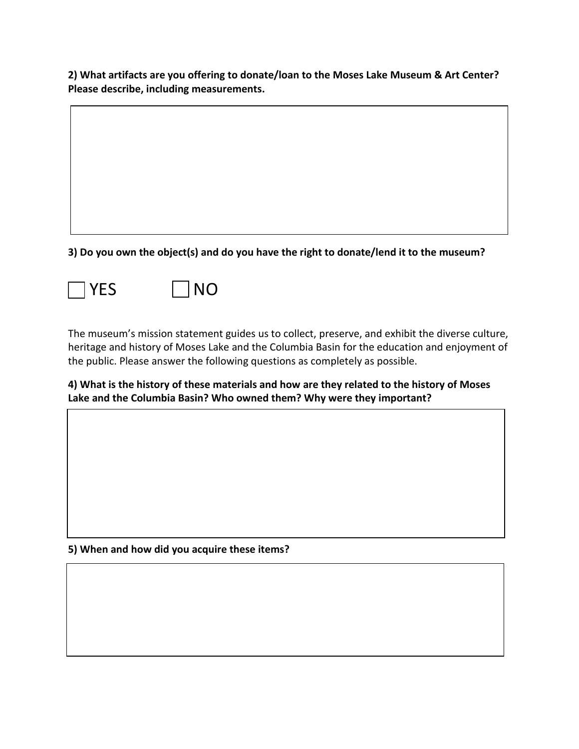**2) What artifacts are you offering to donate/loan to the Moses Lake Museum & Art Center? Please describe, including measurements.**

**3) Do you own the object(s) and do you have the right to donate/lend it to the museum?**

☐ YES ☐ NO

The museum's mission statement guides us to collect, preserve, and exhibit the diverse culture, heritage and history of Moses Lake and the Columbia Basin for the education and enjoyment of the public. Please answer the following questions as completely as possible.

**4) What is the history of these materials and how are they related to the history of Moses Lake and the Columbia Basin? Who owned them? Why were they important?**

**5) When and how did you acquire these items?**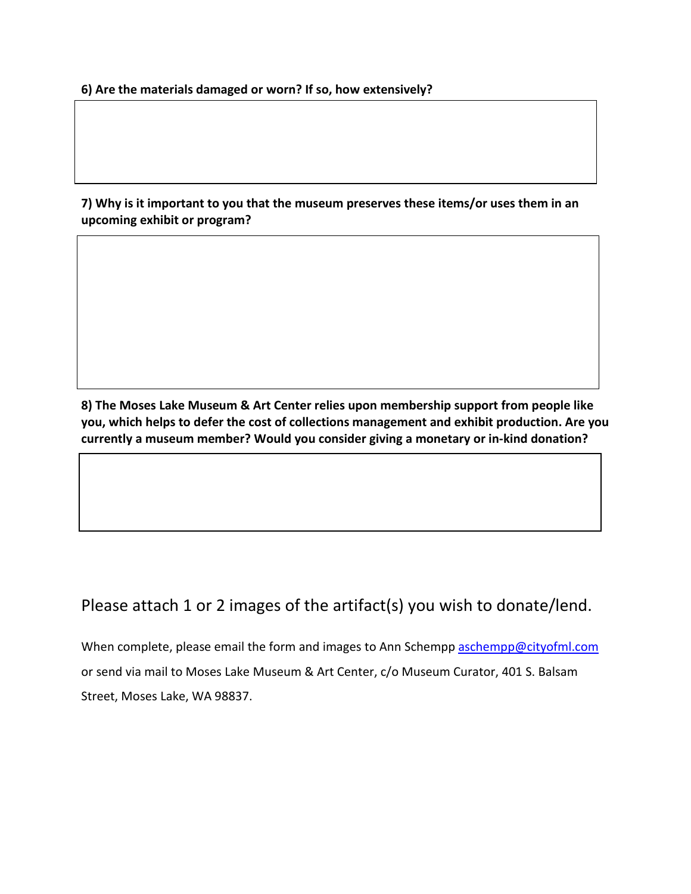**6) Are the materials damaged or worn? If so, how extensively?**

**7) Why is it important to you that the museum preserves these items/or uses them in an upcoming exhibit or program?**

**8) The Moses Lake Museum & Art Center relies upon membership support from people like you, which helps to defer the cost of collections management and exhibit production. Are you currently a museum member? Would you consider giving a monetary or in-kind donation?**

Please attach 1 or 2 images of the artifact(s) you wish to donate/lend.

When complete, please email the form and images to Ann Schempp aschempp@cityofml.com or send via mail to Moses Lake Museum & Art Center, c/o Museum Curator, 401 S. Balsam Street, Moses Lake, WA 98837.